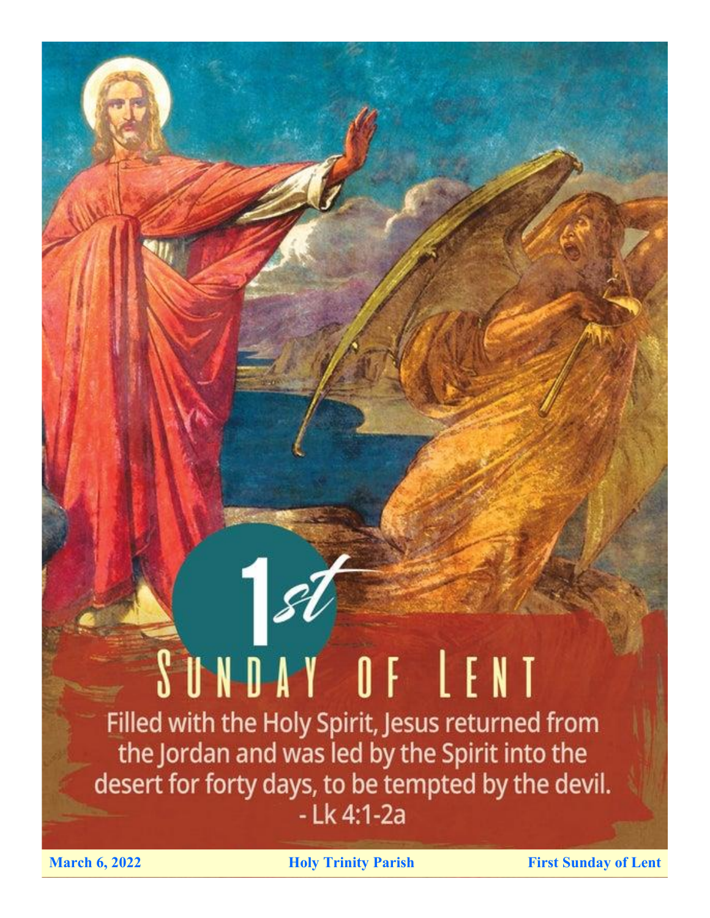# 1st Sunday of Lent

Filled with the Holy Spirit, Jesus returned from the Jordan and was led by the Spirit into the desert for forty days, to be tempted by the devil.
- Lk 4:1-2a

**March 6, 2022** **Holy Trinity Parish** **First Sunday of Lent**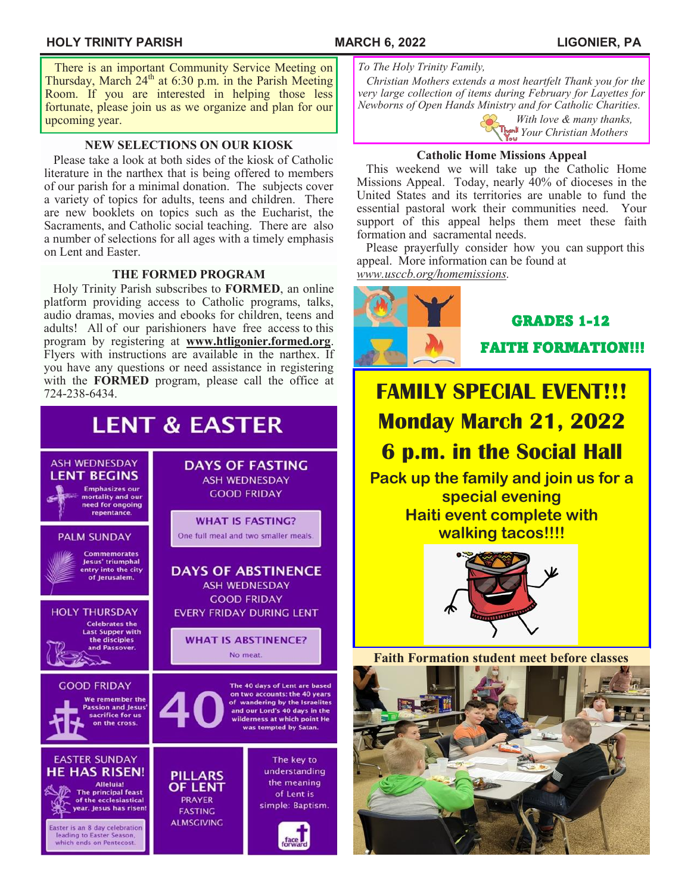There is an important Community Service Meeting on Thursday, March 24th at 6:30 p.m. in the Parish Meeting Room. If you are interested in helping those less fortunate, please join us as we organize and plan for our upcoming year.

### NEW SELECTIONS ON OUR KIOSK

Please take a look at both sides of the kiosk of Catholic literature in the narthex that is being offered to members of our parish for a minimal donation. The subjects cover a variety of topics for adults, teens and children. There are new booklets on topics such as the Eucharist, the Sacraments, and Catholic social teaching. There are also a number of selections for all ages with a timely emphasis on Lent and Easter.

### THE FORMED PROGRAM

Holy Trinity Parish subscribes to **FORMED**, an online platform providing access to Catholic programs, talks, audio dramas, movies and ebooks for children, teens and adults! All of our parishioners have free access to this program by registering at **www.htligonier.formed.org**. Flyers with instructions are available in the narthex. If you have any questions or need assistance in registering with the **FORMED** program, please call the office at 724-238-6434.

## LENT & EASTER

**ASH WEDNESDAY — LENT BEGINS**
Emphasizes our mortality and our need for ongoing repentance.

**PALM SUNDAY**
Commemorates Jesus' triumphal entry into the city of Jerusalem.

**HOLY THURSDAY**
Celebrates the Last Supper with the disciples and Passover.

**GOOD FRIDAY**
We remember the Passion and Jesus' sacrifice for us on the cross.

**EASTER SUNDAY — HE HAS RISEN!**
Alleluia! The principal feast of the ecclesiastical year. Jesus has risen!

Easter is an 8 day celebration leading to Easter Season, which ends on Pentecost.

**DAYS OF FASTING**
ASH WEDNESDAY
GOOD FRIDAY

**WHAT IS FASTING?**
One full meal and two smaller meals.

**DAYS OF ABSTINENCE**
ASH WEDNESDAY
GOOD FRIDAY
EVERY FRIDAY DURING LENT

**WHAT IS ABSTINENCE?**
No meat.

**40** — The 40 days of Lent are based on two accounts: the 40 years of wandering by the Israelites and our Lord's 40 days in the wilderness at which point He was tempted by Satan.

**PILLARS OF LENT**
PRAYER
FASTING
ALMSGIVING

The key to understanding the meaning of Lent is simple: Baptism.

face forward

*To The Holy Trinity Family,*

*Christian Mothers extends a most heartfelt Thank you for the very large collection of items during February for Layettes for Newborns of Open Hands Ministry and for Catholic Charities.*

*With love & many thanks,*
*Your Christian Mothers*

### Catholic Home Missions Appeal

This weekend we will take up the Catholic Home Missions Appeal. Today, nearly 40% of dioceses in the United States and its territories are unable to fund the essential pastoral work their communities need. Your support of this appeal helps them meet these faith formation and sacramental needs.

Please prayerfully consider how you can support this appeal. More information can be found at *www.usccb.org/homemissions*.

## GRADES 1-12 FAITH FORMATION!!!

# FAMILY SPECIAL EVENT!!!
# Monday March 21, 2022
# 6 p.m. in the Social Hall

**Pack up the family and join us for a special evening**
**Haiti event complete with walking tacos!!!!**

**Faith Formation student meet before classes**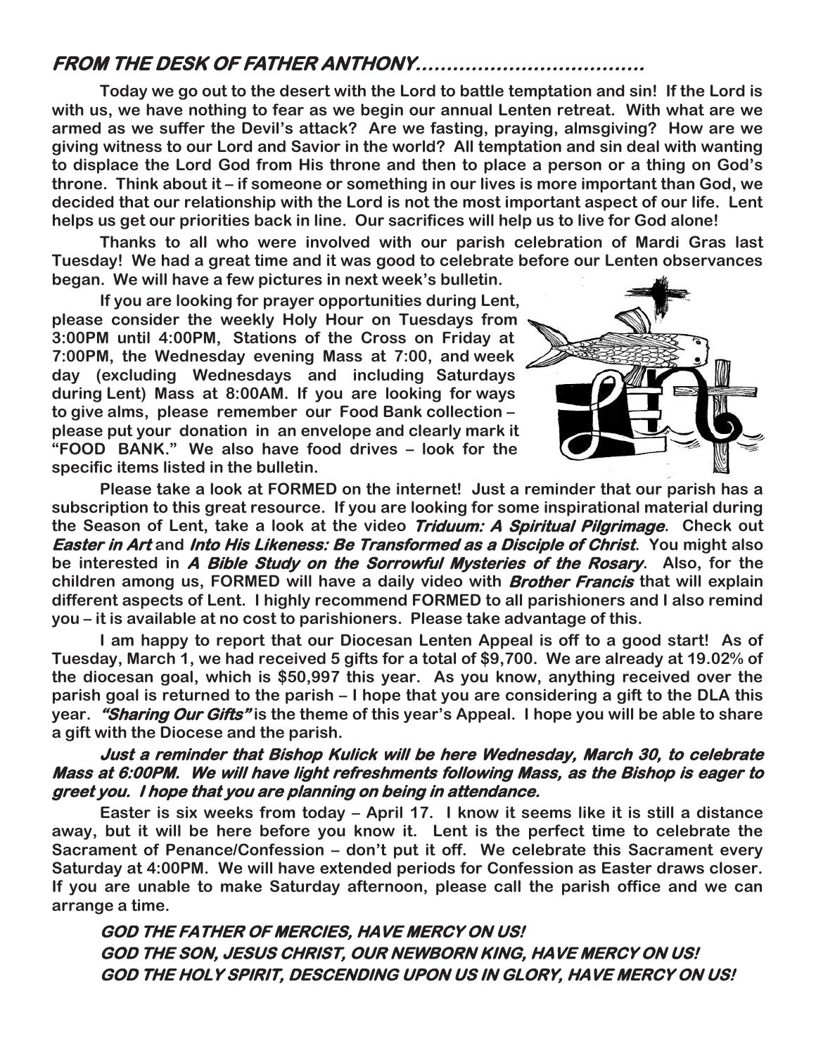## *FROM THE DESK OF FATHER ANTHONY……………………………*

**Today we go out to the desert with the Lord to battle temptation and sin! If the Lord is with us, we have nothing to fear as we begin our annual Lenten retreat. With what are we armed as we suffer the Devil's attack? Are we fasting, praying, almsgiving? How are we giving witness to our Lord and Savior in the world? All temptation and sin deal with wanting to displace the Lord God from His throne and then to place a person or a thing on God's throne. Think about it – if someone or something in our lives is more important than God, we decided that our relationship with the Lord is not the most important aspect of our life. Lent helps us get our priorities back in line. Our sacrifices will help us to live for God alone!**

**Thanks to all who were involved with our parish celebration of Mardi Gras last Tuesday! We had a great time and it was good to celebrate before our Lenten observances began. We will have a few pictures in next week's bulletin.**

**If you are looking for prayer opportunities during Lent, please consider the weekly Holy Hour on Tuesdays from 3:00PM until 4:00PM, Stations of the Cross on Friday at 7:00PM, the Wednesday evening Mass at 7:00, and week day (excluding Wednesdays and including Saturdays during Lent) Mass at 8:00AM. If you are looking for ways to give alms, please remember our Food Bank collection – please put your donation in an envelope and clearly mark it "FOOD BANK." We also have food drives – look for the specific items listed in the bulletin.**

**Please take a look at FORMED on the internet! Just a reminder that our parish has a subscription to this great resource. If you are looking for some inspirational material during the Season of Lent, take a look at the video *Triduum: A Spiritual Pilgrimage*. Check out *Easter in Art* and *Into His Likeness: Be Transformed as a Disciple of Christ*. You might also be interested in *A Bible Study on the Sorrowful Mysteries of the Rosary*. Also, for the children among us, FORMED will have a daily video with *Brother Francis* that will explain different aspects of Lent. I highly recommend FORMED to all parishioners and I also remind you – it is available at no cost to parishioners. Please take advantage of this.**

**I am happy to report that our Diocesan Lenten Appeal is off to a good start! As of Tuesday, March 1, we had received 5 gifts for a total of $9,700. We are already at 19.02% of the diocesan goal, which is $50,997 this year. As you know, anything received over the parish goal is returned to the parish – I hope that you are considering a gift to the DLA this year. *"Sharing Our Gifts"* is the theme of this year's Appeal. I hope you will be able to share a gift with the Diocese and the parish.**

***Just a reminder that Bishop Kulick will be here Wednesday, March 30, to celebrate Mass at 6:00PM. We will have light refreshments following Mass, as the Bishop is eager to greet you. I hope that you are planning on being in attendance.***

**Easter is six weeks from today – April 17. I know it seems like it is still a distance away, but it will be here before you know it. Lent is the perfect time to celebrate the Sacrament of Penance/Confession – don't put it off. We celebrate this Sacrament every Saturday at 4:00PM. We will have extended periods for Confession as Easter draws closer. If you are unable to make Saturday afternoon, please call the parish office and we can arrange a time.**

***GOD THE FATHER OF MERCIES, HAVE MERCY ON US!***
***GOD THE SON, JESUS CHRIST, OUR NEWBORN KING, HAVE MERCY ON US!***
***GOD THE HOLY SPIRIT, DESCENDING UPON US IN GLORY, HAVE MERCY ON US!***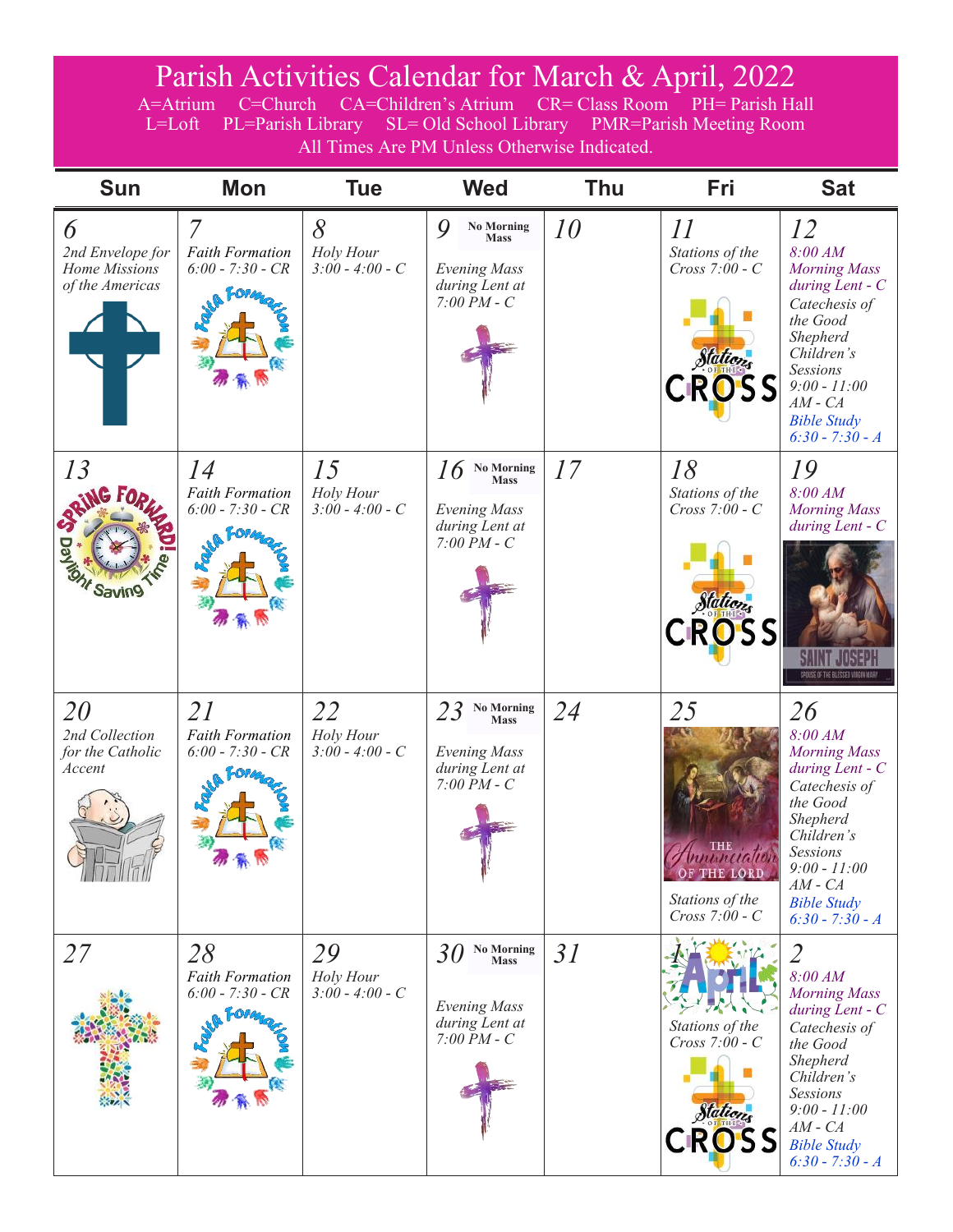# Parish Activities Calendar for March & April, 2022

A=Atrium C=Church CA=Children's Atrium CR= Class Room PH= Parish Hall
L=Loft PL=Parish Library SL= Old School Library PMR=Parish Meeting Room
All Times Are PM Unless Otherwise Indicated.

| Sun | Mon | Tue | Wed | Thu | Fri | Sat |
|---|---|---|---|---|---|---|
| *6* 2nd Envelope for Home Missions of the Americas | *7* Faith Formation 6:00 - 7:30 - CR | *8* Holy Hour 3:00 - 4:00 - C | *9* **No Morning Mass** Evening Mass during Lent at 7:00 PM - C | *10* | *11* Stations of the Cross 7:00 - C | *12* 8:00 AM Morning Mass during Lent - C; Catechesis of the Good Shepherd Children's Sessions 9:00 - 11:00 AM - CA; Bible Study 6:30 - 7:30 - A |
| *13* SPRING FORWARD! Daylight Saving Time | *14* Faith Formation 6:00 - 7:30 - CR | *15* Holy Hour 3:00 - 4:00 - C | *16* **No Morning Mass** Evening Mass during Lent at 7:00 PM - C | *17* | *18* Stations of the Cross 7:00 - C | *19* 8:00 AM Morning Mass during Lent - C; SAINT JOSEPH Spouse of the Blessed Virgin Mary |
| *20* 2nd Collection for the Catholic Accent | *21* Faith Formation 6:00 - 7:30 - CR | *22* Holy Hour 3:00 - 4:00 - C | *23* **No Morning Mass** Evening Mass during Lent at 7:00 PM - C | *24* | *25* The Annunciation of the Lord; Stations of the Cross 7:00 - C | *26* 8:00 AM Morning Mass during Lent - C; Catechesis of the Good Shepherd Children's Sessions 9:00 - 11:00 AM - CA; Bible Study 6:30 - 7:30 - A |
| *27* | *28* Faith Formation 6:00 - 7:30 - CR | *29* Holy Hour 3:00 - 4:00 - C | *30* **No Morning Mass** Evening Mass during Lent at 7:00 PM - C | *31* | *1* April; Stations of the Cross 7:00 - C | *2* 8:00 AM Morning Mass during Lent - C; Catechesis of the Good Shepherd Children's Sessions 9:00 - 11:00 AM - CA; Bible Study 6:30 - 7:30 - A |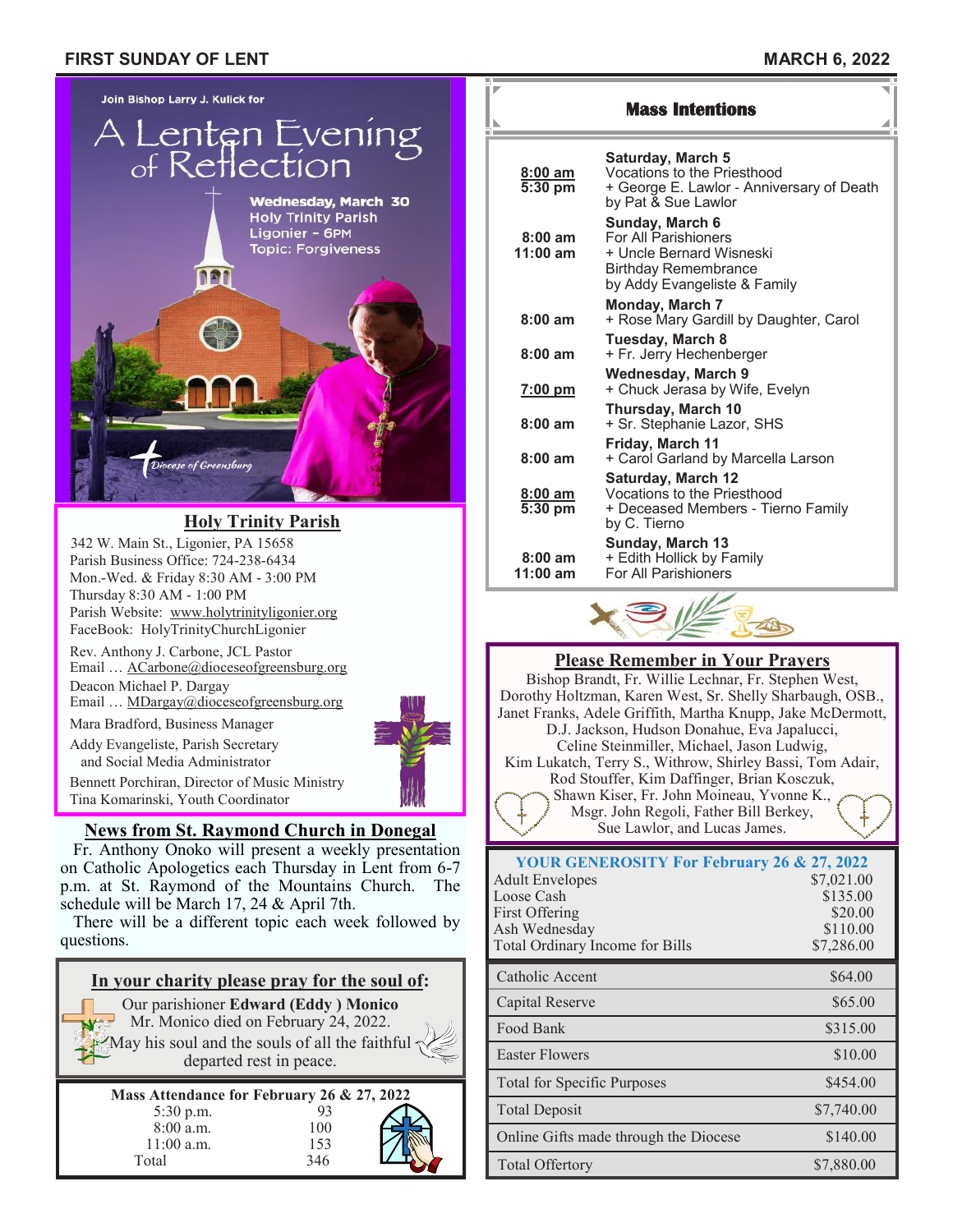FIRST SUNDAY OF LENT MARCH 6, 2022

Join Bishop Larry J. Kulick for

# A Lenten Evening of Reflection

Wednesday, March 30
Holy Trinity Parish
Ligonier - 6PM
Topic: Forgiveness

Diocese of Greensburg

## Holy Trinity Parish

342 W. Main St., Ligonier, PA 15658
Parish Business Office: 724-238-6434
Mon.-Wed. & Friday 8:30 AM - 3:00 PM
Thursday 8:30 AM - 1:00 PM
Parish Website: www.holytrinityligonier.org
FaceBook: HolyTrinityChurchLigonier

Rev. Anthony J. Carbone, JCL Pastor
Email … ACarbone@dioceseofgreensburg.org
Deacon Michael P. Dargay
Email … MDargay@dioceseofgreensburg.org
Mara Bradford, Business Manager
Addy Evangeliste, Parish Secretary and Social Media Administrator
Bennett Porchiran, Director of Music Ministry
Tina Komarinski, Youth Coordinator

## News from St. Raymond Church in Donegal

Fr. Anthony Onoko will present a weekly presentation on Catholic Apologetics each Thursday in Lent from 6-7 p.m. at St. Raymond of the Mountains Church. The schedule will be March 17, 24 & April 7th.

There will be a different topic each week followed by questions.

## In your charity please pray for the soul of:

Our parishioner **Edward (Eddy ) Monico**
Mr. Monico died on February 24, 2022.
May his soul and the souls of all the faithful departed rest in peace.

**Mass Attendance for February 26 & 27, 2022**

| | |
|---|---|
| 5:30 p.m. | 93 |
| 8:00 a.m. | 100 |
| 11:00 a.m. | 153 |
| Total | 346 |

## Mass Intentions

| | |
|---|---|
| | **Saturday, March 5** |
| 8:00 am | Vocations to the Priesthood |
| 5:30 pm | + George E. Lawlor - Anniversary of Death by Pat & Sue Lawlor |
| | **Sunday, March 6** |
| 8:00 am | For All Parishioners |
| 11:00 am | + Uncle Bernard Wisneski Birthday Remembrance by Addy Evangeliste & Family |
| | **Monday, March 7** |
| 8:00 am | + Rose Mary Gardill by Daughter, Carol |
| | **Tuesday, March 8** |
| 8:00 am | + Fr. Jerry Hechenberger |
| | **Wednesday, March 9** |
| 7:00 pm | + Chuck Jerasa by Wife, Evelyn |
| | **Thursday, March 10** |
| 8:00 am | + Sr. Stephanie Lazor, SHS |
| | **Friday, March 11** |
| 8:00 am | + Carol Garland by Marcella Larson |
| | **Saturday, March 12** |
| 8:00 am | Vocations to the Priesthood |
| 5:30 pm | + Deceased Members - Tierno Family by C. Tierno |
| | **Sunday, March 13** |
| 8:00 am | + Edith Hollick by Family |
| 11:00 am | For All Parishioners |

## Please Remember in Your Prayers

Bishop Brandt, Fr. Willie Lechnar, Fr. Stephen West, Dorothy Holtzman, Karen West, Sr. Shelly Sharbaugh, OSB., Janet Franks, Adele Griffith, Martha Knupp, Jake McDermott, D.J. Jackson, Hudson Donahue, Eva Japalucci, Celine Steinmiller, Michael, Jason Ludwig, Kim Lukatch, Terry S., Withrow, Shirley Bassi, Tom Adair, Rod Stouffer, Kim Daffinger, Brian Kosczuk, Shawn Kiser, Fr. John Moineau, Yvonne K., Msgr. John Regoli, Father Bill Berkey, Sue Lawlor, and Lucas James.

**YOUR GENEROSITY For February 26 & 27, 2022**

| | |
|---|---|
| Adult Envelopes | $7,021.00 |
| Loose Cash | $135.00 |
| First Offering | $20.00 |
| Ash Wednesday | $110.00 |
| Total Ordinary Income for Bills | $7,286.00 |
| Catholic Accent | $64.00 |
| Capital Reserve | $65.00 |
| Food Bank | $315.00 |
| Easter Flowers | $10.00 |
| Total for Specific Purposes | $454.00 |
| Total Deposit | $7,740.00 |
| Online Gifts made through the Diocese | $140.00 |
| Total Offertory | $7,880.00 |